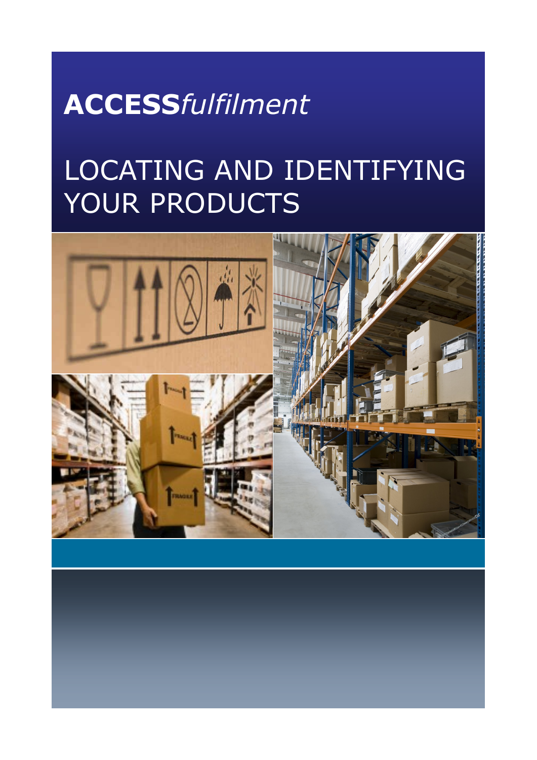**ACCESS***fulfilment*

# LOCATING AND IDENTIFYING YOUR PRODUCTS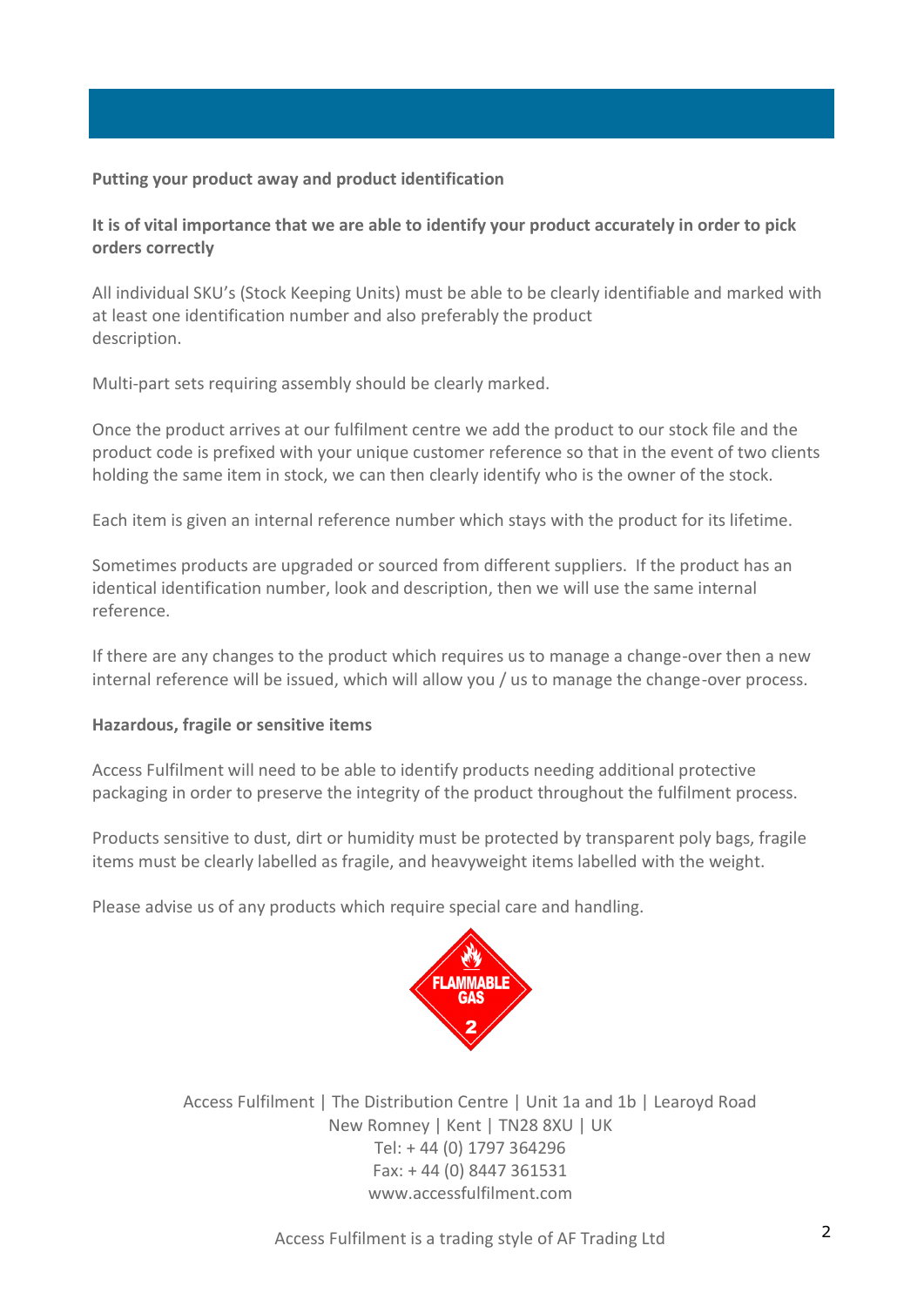**Putting your product away and product identification**

**It is of vital importance that we are able to identify your product accurately in order to pick orders correctly**

All individual SKU's (Stock Keeping Units) must be able to be clearly identifiable and marked with at least one identification number and also preferably the product description.

Multi-part sets requiring assembly should be clearly marked.

Once the product arrives at our fulfilment centre we add the product to our stock file and the product code is prefixed with your unique customer reference so that in the event of two clients holding the same item in stock, we can then clearly identify who is the owner of the stock.

Each item is given an internal reference number which stays with the product for its lifetime.

Sometimes products are upgraded or sourced from different suppliers. If the product has an identical identification number, look and description, then we will use the same internal reference.

If there are any changes to the product which requires us to manage a change-over then a new internal reference will be issued, which will allow you / us to manage the change-over process.

**Hazardous, fragile or sensitive items**

Access Fulfilment will need to be able to identify products needing additional protective packaging in order to preserve the integrity of the product throughout the fulfilment process.

Products sensitive to dust, dirt or humidity must be protected by transparent poly bags, fragile items must be clearly labelled as fragile, and heavyweight items labelled with the weight.

Please advise us of any products which require special care and handling.

FLAMMABLE GAS
2

Access Fulfilment | The Distribution Centre | Unit 1a and 1b | Learoyd Road
New Romney | Kent | TN28 8XU | UK
Tel: + 44 (0) 1797 364296
Fax: + 44 (0) 8447 361531
www.accessfulfilment.com

Access Fulfilment is a trading style of AF Trading Ltd